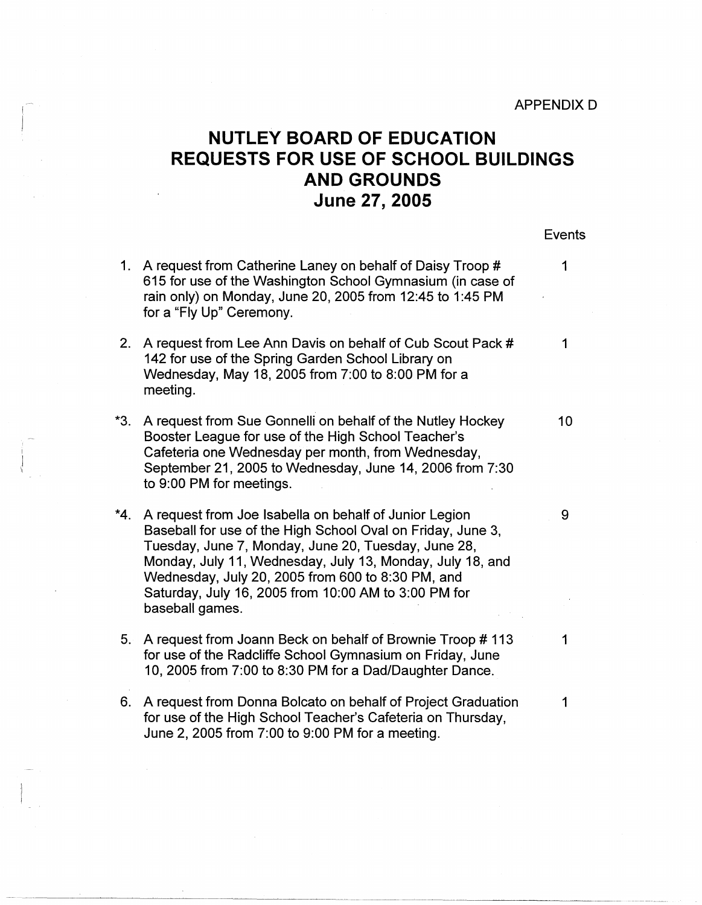APPENDIX D

# NUTLEY BOARD OF EDUCATION
# REQUESTS FOR USE OF SCHOOL BUILDINGS AND GROUNDS
# June 27, 2005

| | Request | Events |
|---|---|---|
| 1. | A request from Catherine Laney on behalf of Daisy Troop # 615 for use of the Washington School Gymnasium (in case of rain only) on Monday, June 20, 2005 from 12:45 to 1:45 PM for a "Fly Up" Ceremony. | 1 |
| 2. | A request from Lee Ann Davis on behalf of Cub Scout Pack # 142 for use of the Spring Garden School Library on Wednesday, May 18, 2005 from 7:00 to 8:00 PM for a meeting. | 1 |
| *3. | A request from Sue Gonnelli on behalf of the Nutley Hockey Booster League for use of the High School Teacher's Cafeteria one Wednesday per month, from Wednesday, September 21, 2005 to Wednesday, June 14, 2006 from 7:30 to 9:00 PM for meetings. | 10 |
| *4. | A request from Joe Isabella on behalf of Junior Legion Baseball for use of the High School Oval on Friday, June 3, Tuesday, June 7, Monday, June 20, Tuesday, June 28, Monday, July 11, Wednesday, July 13, Monday, July 18, and Wednesday, July 20, 2005 from 600 to 8:30 PM, and Saturday, July 16, 2005 from 10:00 AM to 3:00 PM for baseball games. | 9 |
| 5. | A request from Joann Beck on behalf of Brownie Troop # 113 for use of the Radcliffe School Gymnasium on Friday, June 10, 2005 from 7:00 to 8:30 PM for a Dad/Daughter Dance. | 1 |
| 6. | A request from Donna Bolcato on behalf of Project Graduation for use of the High School Teacher's Cafeteria on Thursday, June 2, 2005 from 7:00 to 9:00 PM for a meeting. | 1 |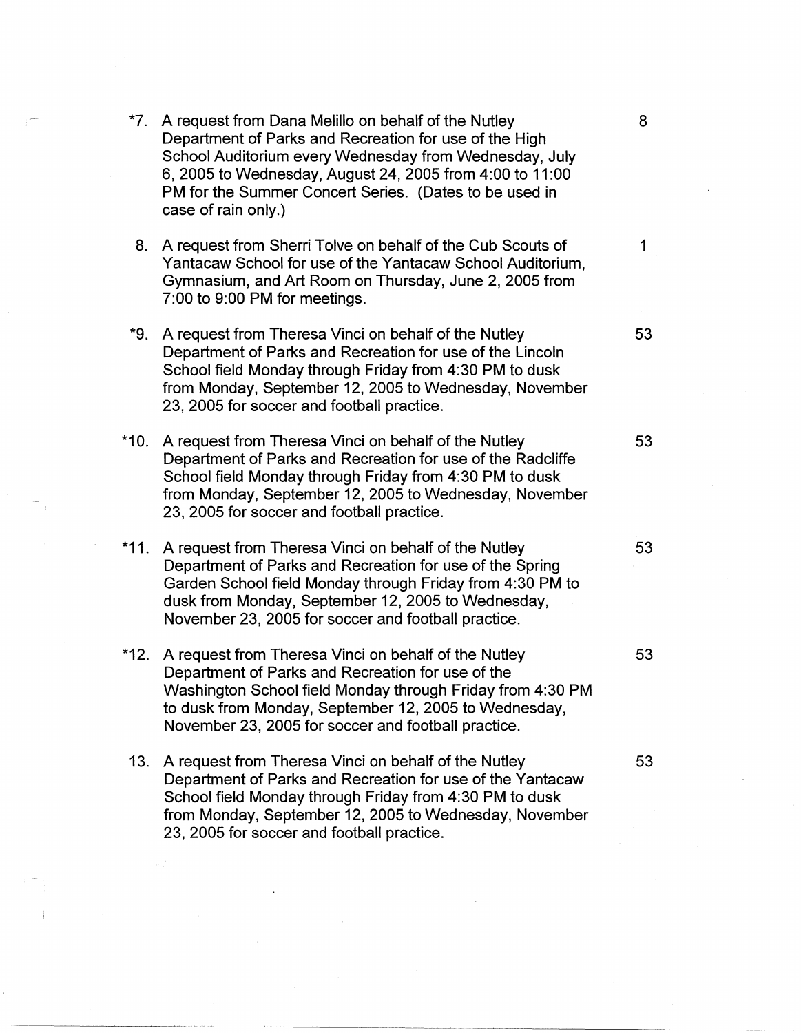| | | |
|---|---|---|
| *7. | A request from Dana Melillo on behalf of the Nutley Department of Parks and Recreation for use of the High School Auditorium every Wednesday from Wednesday, July 6, 2005 to Wednesday, August 24, 2005 from 4:00 to 11:00 PM for the Summer Concert Series. (Dates to be used in case of rain only.) | 8 |
| 8. | A request from Sherri Tolve on behalf of the Cub Scouts of Yantacaw School for use of the Yantacaw School Auditorium, Gymnasium, and Art Room on Thursday, June 2, 2005 from 7:00 to 9:00 PM for meetings. | 1 |
| *9. | A request from Theresa Vinci on behalf of the Nutley Department of Parks and Recreation for use of the Lincoln School field Monday through Friday from 4:30 PM to dusk from Monday, September 12, 2005 to Wednesday, November 23, 2005 for soccer and football practice. | 53 |
| *10. | A request from Theresa Vinci on behalf of the Nutley Department of Parks and Recreation for use of the Radcliffe School field Monday through Friday from 4:30 PM to dusk from Monday, September 12, 2005 to Wednesday, November 23, 2005 for soccer and football practice. | 53 |
| *11. | A request from Theresa Vinci on behalf of the Nutley Department of Parks and Recreation for use of the Spring Garden School field Monday through Friday from 4:30 PM to dusk from Monday, September 12, 2005 to Wednesday, November 23, 2005 for soccer and football practice. | 53 |
| *12. | A request from Theresa Vinci on behalf of the Nutley Department of Parks and Recreation for use of the Washington School field Monday through Friday from 4:30 PM to dusk from Monday, September 12, 2005 to Wednesday, November 23, 2005 for soccer and football practice. | 53 |
| 13. | A request from Theresa Vinci on behalf of the Nutley Department of Parks and Recreation for use of the Yantacaw School field Monday through Friday from 4:30 PM to dusk from Monday, September 12, 2005 to Wednesday, November 23, 2005 for soccer and football practice. | 53 |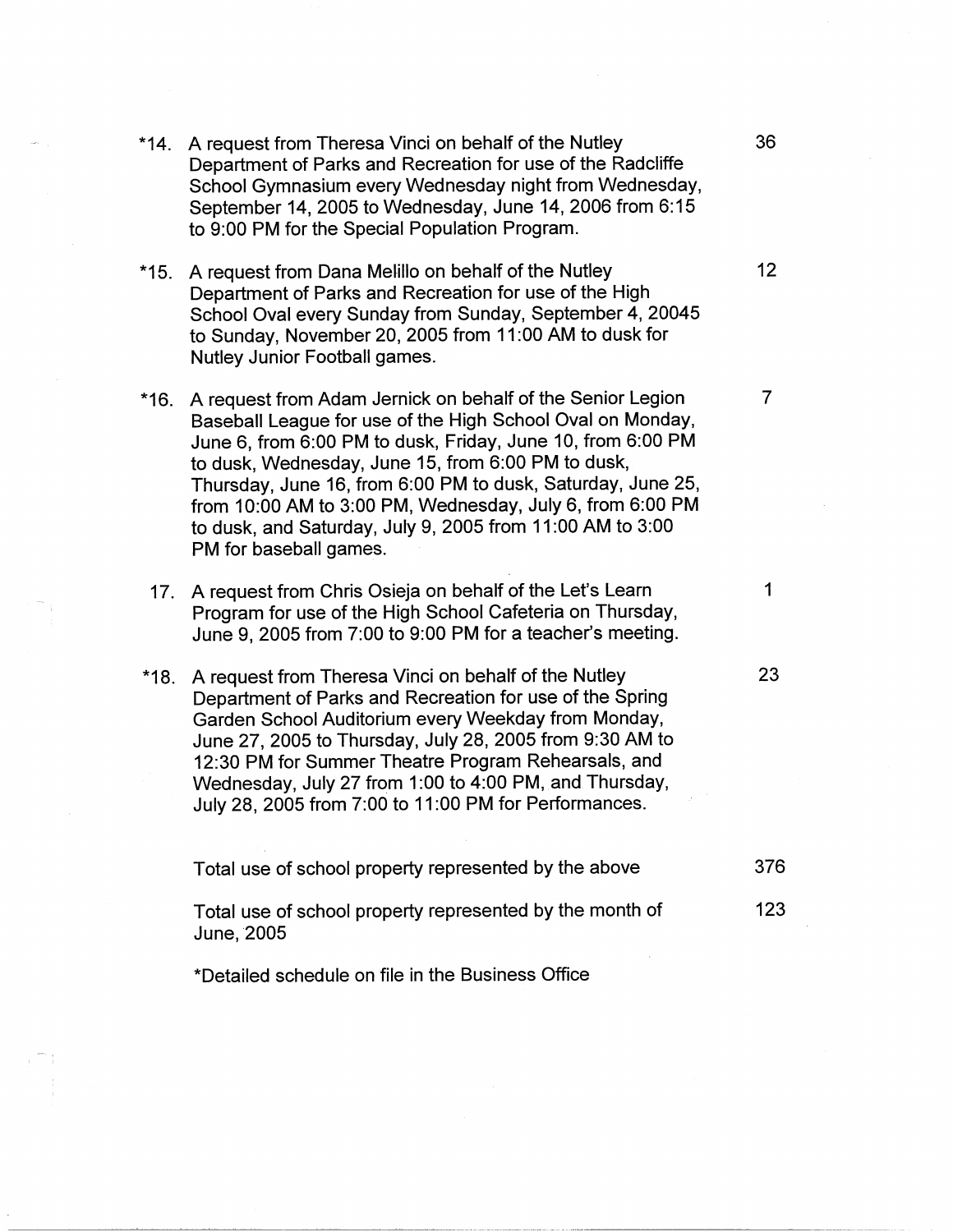| | | |
|---|---|---|
| *14. | A request from Theresa Vinci on behalf of the Nutley Department of Parks and Recreation for use of the Radcliffe School Gymnasium every Wednesday night from Wednesday, September 14, 2005 to Wednesday, June 14, 2006 from 6:15 to 9:00 PM for the Special Population Program. | 36 |
| *15. | A request from Dana Melillo on behalf of the Nutley Department of Parks and Recreation for use of the High School Oval every Sunday from Sunday, September 4, 20045 to Sunday, November 20, 2005 from 11:00 AM to dusk for Nutley Junior Football games. | 12 |
| *16. | A request from Adam Jernick on behalf of the Senior Legion Baseball League for use of the High School Oval on Monday, June 6, from 6:00 PM to dusk, Friday, June 10, from 6:00 PM to dusk, Wednesday, June 15, from 6:00 PM to dusk, Thursday, June 16, from 6:00 PM to dusk, Saturday, June 25, from 10:00 AM to 3:00 PM, Wednesday, July 6, from 6:00 PM to dusk, and Saturday, July 9, 2005 from 11:00 AM to 3:00 PM for baseball games. | 7 |
| 17. | A request from Chris Osieja on behalf of the Let's Learn Program for use of the High School Cafeteria on Thursday, June 9, 2005 from 7:00 to 9:00 PM for a teacher's meeting. | 1 |
| *18. | A request from Theresa Vinci on behalf of the Nutley Department of Parks and Recreation for use of the Spring Garden School Auditorium every Weekday from Monday, June 27, 2005 to Thursday, July 28, 2005 from 9:30 AM to 12:30 PM for Summer Theatre Program Rehearsals, and Wednesday, July 27 from 1:00 to 4:00 PM, and Thursday, July 28, 2005 from 7:00 to 11:00 PM for Performances. | 23 |
| | Total use of school property represented by the above | 376 |
| | Total use of school property represented by the month of June, 2005 | 123 |

*Detailed schedule on file in the Business Office